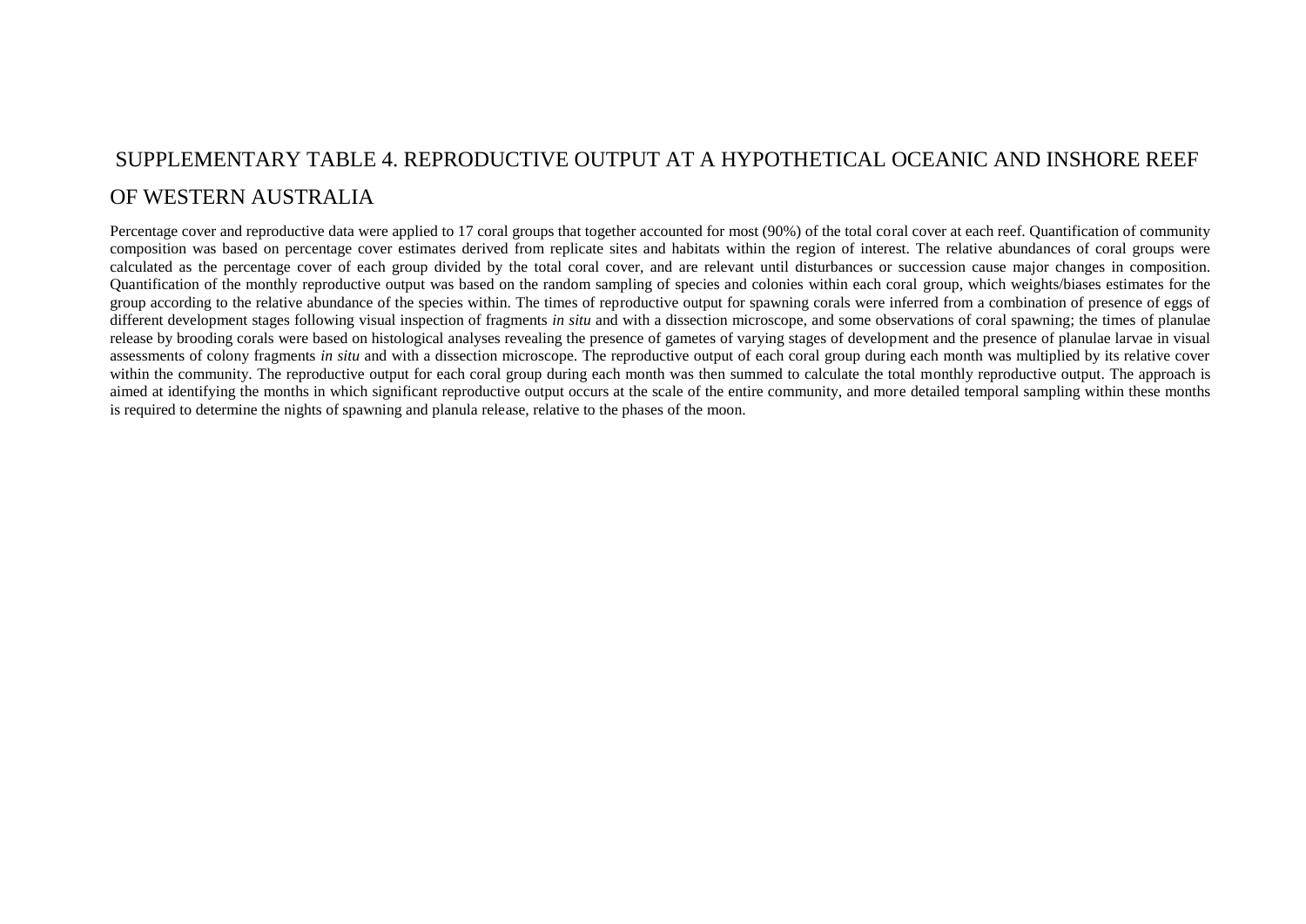# SUPPLEMENTARY TABLE 4. REPRODUCTIVE OUTPUT AT A HYPOTHETICAL OCEANIC AND INSHORE REEF OF WESTERN AUSTRALIA

Percentage cover and reproductive data were applied to 17 coral groups that together accounted for most (90%) of the total coral cover at each reef. Quantification of community composition was based on percentage cover estimates derived from replicate sites and habitats within the region of interest. The relative abundances of coral groups were calculated as the percentage cover of each group divided by the total coral cover, and are relevant until disturbances or succession cause major changes in composition. Quantification of the monthly reproductive output was based on the random sampling of species and colonies within each coral group, which weights/biases estimates for the group according to the relative abundance of the species within. The times of reproductive output for spawning corals were inferred from a combination of presence of eggs of different development stages following visual inspection of fragments *in situ* and with a dissection microscope, and some observations of coral spawning; the times of planulae release by brooding corals were based on histological analyses revealing the presence of gametes of varying stages of development and the presence of planulae larvae in visual assessments of colony fragments *in situ* and with a dissection microscope. The reproductive output of each coral group during each month was multiplied by its relative cover within the community. The reproductive output for each coral group during each month was then summed to calculate the total monthly reproductive output. The approach is aimed at identifying the months in which significant reproductive output occurs at the scale of the entire community, and more detailed temporal sampling within these months is required to determine the nights of spawning and planula release, relative to the phases of the moon.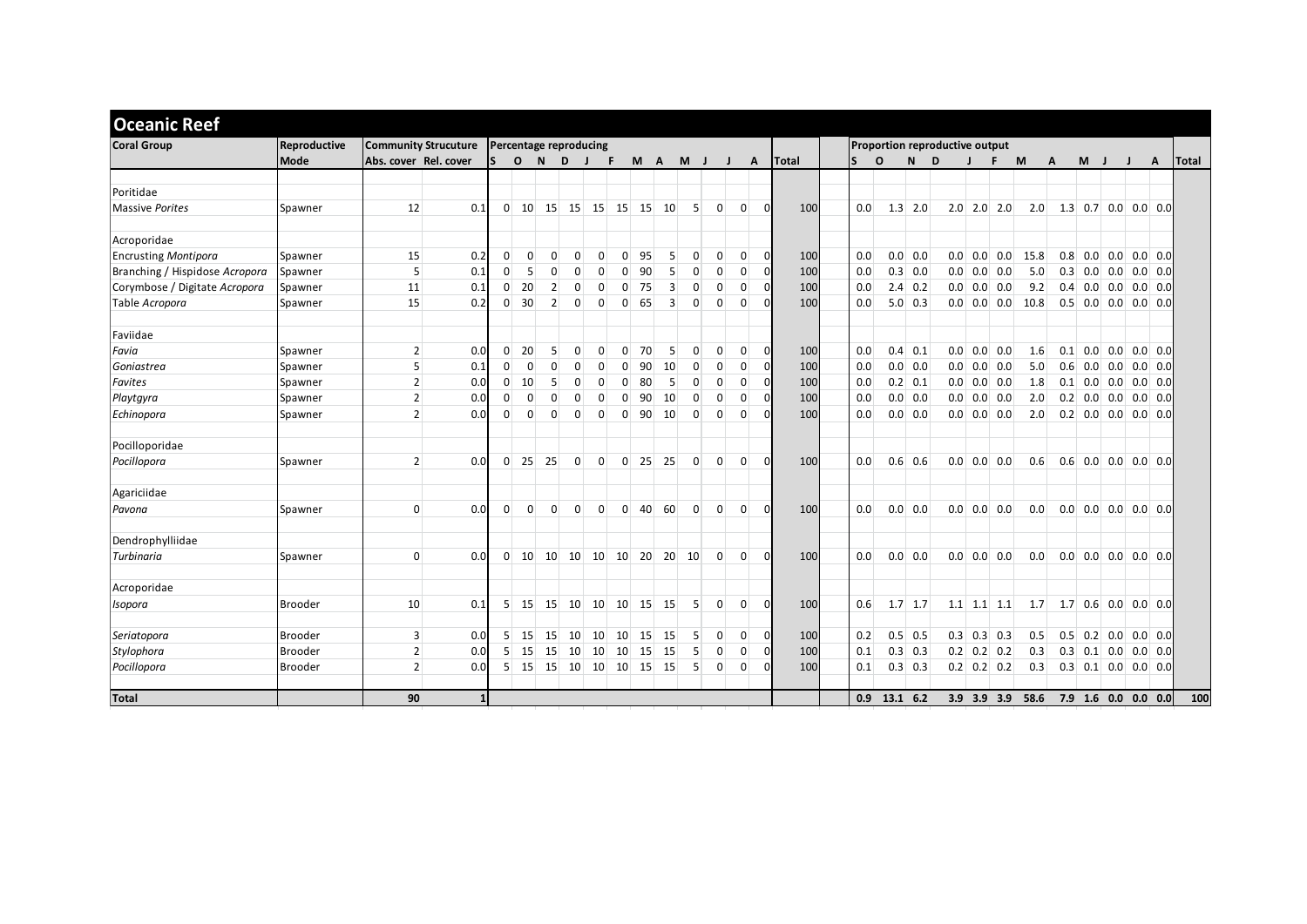## Oceanic Reef

| Coral Group | Reproductive Mode | Community Strucuture | | Percentage reproducing | | | | | | | | | | | | | Proportion reproductive output | | | | | | | | | | | | |
|---|---|---|---|---|---|---|---|---|---|---|---|---|---|---|---|---|---|---|---|---|---|---|---|---|---|---|---|---|---|
| | | Abs. cover | Rel. cover | S | O | N | D | J | F | M | A | M | J | J | A | Total | S | O | N | D | J | F | M | A | M | J | J | A | Total |
| Poritidae | | | | | | | | | | | | | | | | | | | | | | | | | | | | | |
| Massive *Porites* | Spawner | 12 | 0.1 | 0 | 10 | 15 | 15 | 15 | 15 | 15 | 10 | 5 | 0 | 0 | 0 | 100 | 0.0 | 1.3 | 2.0 | 2.0 | 2.0 | 2.0 | 2.0 | 1.3 | 0.7 | 0.0 | 0.0 | 0.0 | |
| Acroporidae | | | | | | | | | | | | | | | | | | | | | | | | | | | | | |
| Encrusting *Montipora* | Spawner | 15 | 0.2 | 0 | 0 | 0 | 0 | 0 | 0 | 95 | 5 | 0 | 0 | 0 | 0 | 100 | 0.0 | 0.0 | 0.0 | 0.0 | 0.0 | 0.0 | 15.8 | 0.8 | 0.0 | 0.0 | 0.0 | 0.0 | |
| Branching / Hispidose *Acropora* | Spawner | 5 | 0.1 | 0 | 5 | 0 | 0 | 0 | 0 | 90 | 5 | 0 | 0 | 0 | 0 | 100 | 0.0 | 0.3 | 0.0 | 0.0 | 0.0 | 0.0 | 5.0 | 0.3 | 0.0 | 0.0 | 0.0 | 0.0 | |
| Corymbose / Digitate *Acropora* | Spawner | 11 | 0.1 | 0 | 20 | 2 | 0 | 0 | 0 | 75 | 3 | 0 | 0 | 0 | 0 | 100 | 0.0 | 2.4 | 0.2 | 0.0 | 0.0 | 0.0 | 9.2 | 0.4 | 0.0 | 0.0 | 0.0 | 0.0 | |
| Table *Acropora* | Spawner | 15 | 0.2 | 0 | 30 | 2 | 0 | 0 | 0 | 65 | 3 | 0 | 0 | 0 | 0 | 100 | 0.0 | 5.0 | 0.3 | 0.0 | 0.0 | 0.0 | 10.8 | 0.5 | 0.0 | 0.0 | 0.0 | 0.0 | |
| Faviidae | | | | | | | | | | | | | | | | | | | | | | | | | | | | | |
| *Favia* | Spawner | 2 | 0.0 | 0 | 20 | 5 | 0 | 0 | 0 | 70 | 5 | 0 | 0 | 0 | 0 | 100 | 0.0 | 0.4 | 0.1 | 0.0 | 0.0 | 0.0 | 1.6 | 0.1 | 0.0 | 0.0 | 0.0 | 0.0 | |
| *Goniastrea* | Spawner | 5 | 0.1 | 0 | 0 | 0 | 0 | 0 | 0 | 90 | 10 | 0 | 0 | 0 | 0 | 100 | 0.0 | 0.0 | 0.0 | 0.0 | 0.0 | 0.0 | 5.0 | 0.6 | 0.0 | 0.0 | 0.0 | 0.0 | |
| *Favites* | Spawner | 2 | 0.0 | 0 | 10 | 5 | 0 | 0 | 0 | 80 | 5 | 0 | 0 | 0 | 0 | 100 | 0.0 | 0.2 | 0.1 | 0.0 | 0.0 | 0.0 | 1.8 | 0.1 | 0.0 | 0.0 | 0.0 | 0.0 | |
| *Playtgyra* | Spawner | 2 | 0.0 | 0 | 0 | 0 | 0 | 0 | 0 | 90 | 10 | 0 | 0 | 0 | 0 | 100 | 0.0 | 0.0 | 0.0 | 0.0 | 0.0 | 0.0 | 2.0 | 0.2 | 0.0 | 0.0 | 0.0 | 0.0 | |
| *Echinopora* | Spawner | 2 | 0.0 | 0 | 0 | 0 | 0 | 0 | 0 | 90 | 10 | 0 | 0 | 0 | 0 | 100 | 0.0 | 0.0 | 0.0 | 0.0 | 0.0 | 0.0 | 2.0 | 0.2 | 0.0 | 0.0 | 0.0 | 0.0 | |
| Pocilloporidae | | | | | | | | | | | | | | | | | | | | | | | | | | | | | |
| *Pocillopora* | Spawner | 2 | 0.0 | 0 | 25 | 25 | 0 | 0 | 0 | 25 | 25 | 0 | 0 | 0 | 0 | 100 | 0.0 | 0.6 | 0.6 | 0.0 | 0.0 | 0.0 | 0.6 | 0.6 | 0.0 | 0.0 | 0.0 | 0.0 | |
| Agariciidae | | | | | | | | | | | | | | | | | | | | | | | | | | | | | |
| *Pavona* | Spawner | 0 | 0.0 | 0 | 0 | 0 | 0 | 0 | 0 | 40 | 60 | 0 | 0 | 0 | 0 | 100 | 0.0 | 0.0 | 0.0 | 0.0 | 0.0 | 0.0 | 0.0 | 0.0 | 0.0 | 0.0 | 0.0 | 0.0 | |
| Dendrophylliidae | | | | | | | | | | | | | | | | | | | | | | | | | | | | | |
| *Turbinaria* | Spawner | 0 | 0.0 | 0 | 10 | 10 | 10 | 10 | 10 | 20 | 20 | 10 | 0 | 0 | 0 | 100 | 0.0 | 0.0 | 0.0 | 0.0 | 0.0 | 0.0 | 0.0 | 0.0 | 0.0 | 0.0 | 0.0 | 0.0 | |
| Acroporidae | | | | | | | | | | | | | | | | | | | | | | | | | | | | | |
| *Isopora* | Brooder | 10 | 0.1 | 5 | 15 | 15 | 10 | 10 | 10 | 15 | 15 | 5 | 0 | 0 | 0 | 100 | 0.6 | 1.7 | 1.7 | 1.1 | 1.1 | 1.1 | 1.7 | 1.7 | 0.6 | 0.0 | 0.0 | 0.0 | |
| *Seriatopora* | Brooder | 3 | 0.0 | 5 | 15 | 15 | 10 | 10 | 10 | 15 | 15 | 5 | 0 | 0 | 0 | 100 | 0.2 | 0.5 | 0.5 | 0.3 | 0.3 | 0.3 | 0.5 | 0.5 | 0.2 | 0.0 | 0.0 | 0.0 | |
| *Stylophora* | Brooder | 2 | 0.0 | 5 | 15 | 15 | 10 | 10 | 10 | 15 | 15 | 5 | 0 | 0 | 0 | 100 | 0.1 | 0.3 | 0.3 | 0.2 | 0.2 | 0.2 | 0.3 | 0.3 | 0.1 | 0.0 | 0.0 | 0.0 | |
| *Pocillopora* | Brooder | 2 | 0.0 | 5 | 15 | 15 | 10 | 10 | 10 | 15 | 15 | 5 | 0 | 0 | 0 | 100 | 0.1 | 0.3 | 0.3 | 0.2 | 0.2 | 0.2 | 0.3 | 0.3 | 0.1 | 0.0 | 0.0 | 0.0 | |
| **Total** | | 90 | 1 | | | | | | | | | | | | | | 0.9 | 13.1 | 6.2 | 3.9 | 3.9 | 3.9 | 58.6 | 7.9 | 1.6 | 0.0 | 0.0 | 0.0 | 100 |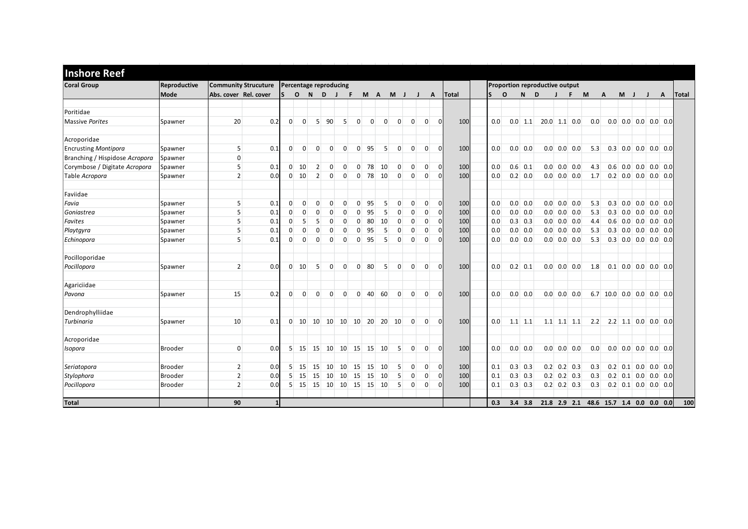## Inshore Reef

| Coral Group | Reproductive | Community Strucuture | | Percentage reproducing | | | | | | | | | | | | | Proportion reproductive output | | | | | | | | | | | | |
|---|---|---|---|---|---|---|---|---|---|---|---|---|---|---|---|---|---|---|---|---|---|---|---|---|---|---|---|---|---|
| | Mode | Abs. cover | Rel. cover | S | O | N | D | J | F | M | A | M | J | J | A | Total | S | O | N | D | J | F | M | A | M | J | J | A | Total |
| Poritidae | | | | | | | | | | | | | | | | | | | | | | | | | | | | | |
| Massive *Porites* | Spawner | 20 | 0.2 | 0 | 0 | 5 | 90 | 5 | 0 | 0 | 0 | 0 | 0 | 0 | 0 | 100 | 0.0 | 0.0 | 1.1 | 20.0 | 1.1 | 0.0 | 0.0 | 0.0 | 0.0 | 0.0 | 0.0 | 0.0 | |
| Acroporidae | | | | | | | | | | | | | | | | | | | | | | | | | | | | | |
| Encrusting *Montipora* | Spawner | 5 | 0.1 | 0 | 0 | 0 | 0 | 0 | 0 | 95 | 5 | 0 | 0 | 0 | 0 | 100 | 0.0 | 0.0 | 0.0 | 0.0 | 0.0 | 0.0 | 5.3 | 0.3 | 0.0 | 0.0 | 0.0 | 0.0 | |
| Branching / Hispidose *Acropora* | Spawner | 0 | | | | | | | | | | | | | | | | | | | | | | | | | | | |
| Corymbose / Digitate *Acropora* | Spawner | 5 | 0.1 | 0 | 10 | 2 | 0 | 0 | 0 | 78 | 10 | 0 | 0 | 0 | 0 | 100 | 0.0 | 0.6 | 0.1 | 0.0 | 0.0 | 0.0 | 4.3 | 0.6 | 0.0 | 0.0 | 0.0 | 0.0 | |
| Table *Acropora* | Spawner | 2 | 0.0 | 0 | 10 | 2 | 0 | 0 | 0 | 78 | 10 | 0 | 0 | 0 | 0 | 100 | 0.0 | 0.2 | 0.0 | 0.0 | 0.0 | 0.0 | 1.7 | 0.2 | 0.0 | 0.0 | 0.0 | 0.0 | |
| Faviidae | | | | | | | | | | | | | | | | | | | | | | | | | | | | | |
| *Favia* | Spawner | 5 | 0.1 | 0 | 0 | 0 | 0 | 0 | 0 | 95 | 5 | 0 | 0 | 0 | 0 | 100 | 0.0 | 0.0 | 0.0 | 0.0 | 0.0 | 0.0 | 5.3 | 0.3 | 0.0 | 0.0 | 0.0 | 0.0 | |
| *Goniastrea* | Spawner | 5 | 0.1 | 0 | 0 | 0 | 0 | 0 | 0 | 95 | 5 | 0 | 0 | 0 | 0 | 100 | 0.0 | 0.0 | 0.0 | 0.0 | 0.0 | 0.0 | 5.3 | 0.3 | 0.0 | 0.0 | 0.0 | 0.0 | |
| *Favites* | Spawner | 5 | 0.1 | 0 | 5 | 5 | 0 | 0 | 0 | 80 | 10 | 0 | 0 | 0 | 0 | 100 | 0.0 | 0.3 | 0.3 | 0.0 | 0.0 | 0.0 | 4.4 | 0.6 | 0.0 | 0.0 | 0.0 | 0.0 | |
| *Playtgyra* | Spawner | 5 | 0.1 | 0 | 0 | 0 | 0 | 0 | 0 | 95 | 5 | 0 | 0 | 0 | 0 | 100 | 0.0 | 0.0 | 0.0 | 0.0 | 0.0 | 0.0 | 5.3 | 0.3 | 0.0 | 0.0 | 0.0 | 0.0 | |
| *Echinopora* | Spawner | 5 | 0.1 | 0 | 0 | 0 | 0 | 0 | 0 | 95 | 5 | 0 | 0 | 0 | 0 | 100 | 0.0 | 0.0 | 0.0 | 0.0 | 0.0 | 0.0 | 5.3 | 0.3 | 0.0 | 0.0 | 0.0 | 0.0 | |
| Pocilloporidae | | | | | | | | | | | | | | | | | | | | | | | | | | | | | |
| *Pocillopora* | Spawner | 2 | 0.0 | 0 | 10 | 5 | 0 | 0 | 0 | 80 | 5 | 0 | 0 | 0 | 0 | 100 | 0.0 | 0.2 | 0.1 | 0.0 | 0.0 | 0.0 | 1.8 | 0.1 | 0.0 | 0.0 | 0.0 | 0.0 | |
| Agariciidae | | | | | | | | | | | | | | | | | | | | | | | | | | | | | |
| *Pavona* | Spawner | 15 | 0.2 | 0 | 0 | 0 | 0 | 0 | 0 | 40 | 60 | 0 | 0 | 0 | 0 | 100 | 0.0 | 0.0 | 0.0 | 0.0 | 0.0 | 0.0 | 6.7 | 10.0 | 0.0 | 0.0 | 0.0 | 0.0 | |
| Dendrophylliidae | | | | | | | | | | | | | | | | | | | | | | | | | | | | | |
| *Turbinaria* | Spawner | 10 | 0.1 | 0 | 10 | 10 | 10 | 10 | 10 | 20 | 20 | 10 | 0 | 0 | 0 | 100 | 0.0 | 1.1 | 1.1 | 1.1 | 1.1 | 1.1 | 2.2 | 2.2 | 1.1 | 0.0 | 0.0 | 0.0 | |
| Acroporidae | | | | | | | | | | | | | | | | | | | | | | | | | | | | | |
| *Isopora* | Brooder | 0 | 0.0 | 5 | 15 | 15 | 10 | 10 | 15 | 15 | 10 | 5 | 0 | 0 | 0 | 100 | 0.0 | 0.0 | 0.0 | 0.0 | 0.0 | 0.0 | 0.0 | 0.0 | 0.0 | 0.0 | 0.0 | 0.0 | |
| *Seriatopora* | Brooder | 2 | 0.0 | 5 | 15 | 15 | 10 | 10 | 15 | 15 | 10 | 5 | 0 | 0 | 0 | 100 | 0.1 | 0.3 | 0.3 | 0.2 | 0.2 | 0.3 | 0.3 | 0.2 | 0.1 | 0.0 | 0.0 | 0.0 | |
| *Stylophora* | Brooder | 2 | 0.0 | 5 | 15 | 15 | 10 | 10 | 15 | 15 | 10 | 5 | 0 | 0 | 0 | 100 | 0.1 | 0.3 | 0.3 | 0.2 | 0.2 | 0.3 | 0.3 | 0.2 | 0.1 | 0.0 | 0.0 | 0.0 | |
| *Pocillopora* | Brooder | 2 | 0.0 | 5 | 15 | 15 | 10 | 10 | 15 | 15 | 10 | 5 | 0 | 0 | 0 | 100 | 0.1 | 0.3 | 0.3 | 0.2 | 0.2 | 0.3 | 0.3 | 0.2 | 0.1 | 0.0 | 0.0 | 0.0 | |
| **Total** | | 90 | 1 | | | | | | | | | | | | | | 0.3 | 3.4 | 3.8 | 21.8 | 2.9 | 2.1 | 48.6 | 15.7 | 1.4 | 0.0 | 0.0 | 0.0 | 100 |